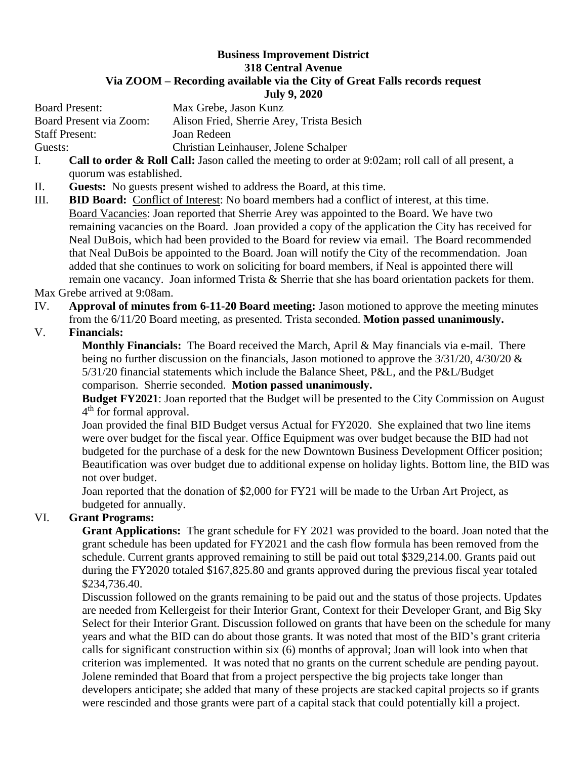**Business Improvement District**
**318 Central Avenue**
**Via ZOOM – Recording available via the City of Great Falls records request**
**July 9, 2020**

Board Present: Max Grebe, Jason Kunz
Board Present via Zoom: Alison Fried, Sherrie Arey, Trista Besich
Staff Present: Joan Redeen
Guests: Christian Leinhauser, Jolene Schalper

I. **Call to order & Roll Call:** Jason called the meeting to order at 9:02am; roll call of all present, a quorum was established.

II. **Guests:** No guests present wished to address the Board, at this time.

III. **BID Board:** Conflict of Interest: No board members had a conflict of interest, at this time.
Board Vacancies: Joan reported that Sherrie Arey was appointed to the Board. We have two remaining vacancies on the Board. Joan provided a copy of the application the City has received for Neal DuBois, which had been provided to the Board for review via email. The Board recommended that Neal DuBois be appointed to the Board. Joan will notify the City of the recommendation. Joan added that she continues to work on soliciting for board members, if Neal is appointed there will remain one vacancy. Joan informed Trista & Sherrie that she has board orientation packets for them.

Max Grebe arrived at 9:08am.

IV. **Approval of minutes from 6-11-20 Board meeting:** Jason motioned to approve the meeting minutes from the 6/11/20 Board meeting, as presented. Trista seconded. **Motion passed unanimously.**

V. **Financials:**

**Monthly Financials:** The Board received the March, April & May financials via e-mail. There being no further discussion on the financials, Jason motioned to approve the 3/31/20, 4/30/20 & 5/31/20 financial statements which include the Balance Sheet, P&L, and the P&L/Budget comparison. Sherrie seconded. **Motion passed unanimously.**

**Budget FY2021**: Joan reported that the Budget will be presented to the City Commission on August 4th for formal approval.

Joan provided the final BID Budget versus Actual for FY2020. She explained that two line items were over budget for the fiscal year. Office Equipment was over budget because the BID had not budgeted for the purchase of a desk for the new Downtown Business Development Officer position; Beautification was over budget due to additional expense on holiday lights. Bottom line, the BID was not over budget.

Joan reported that the donation of $2,000 for FY21 will be made to the Urban Art Project, as budgeted for annually.

VI. **Grant Programs:**

**Grant Applications:** The grant schedule for FY 2021 was provided to the board. Joan noted that the grant schedule has been updated for FY2021 and the cash flow formula has been removed from the schedule. Current grants approved remaining to still be paid out total $329,214.00. Grants paid out during the FY2020 totaled $167,825.80 and grants approved during the previous fiscal year totaled $234,736.40.

Discussion followed on the grants remaining to be paid out and the status of those projects. Updates are needed from Kellergeist for their Interior Grant, Context for their Developer Grant, and Big Sky Select for their Interior Grant. Discussion followed on grants that have been on the schedule for many years and what the BID can do about those grants. It was noted that most of the BID's grant criteria calls for significant construction within six (6) months of approval; Joan will look into when that criterion was implemented. It was noted that no grants on the current schedule are pending payout. Jolene reminded that Board that from a project perspective the big projects take longer than developers anticipate; she added that many of these projects are stacked capital projects so if grants were rescinded and those grants were part of a capital stack that could potentially kill a project.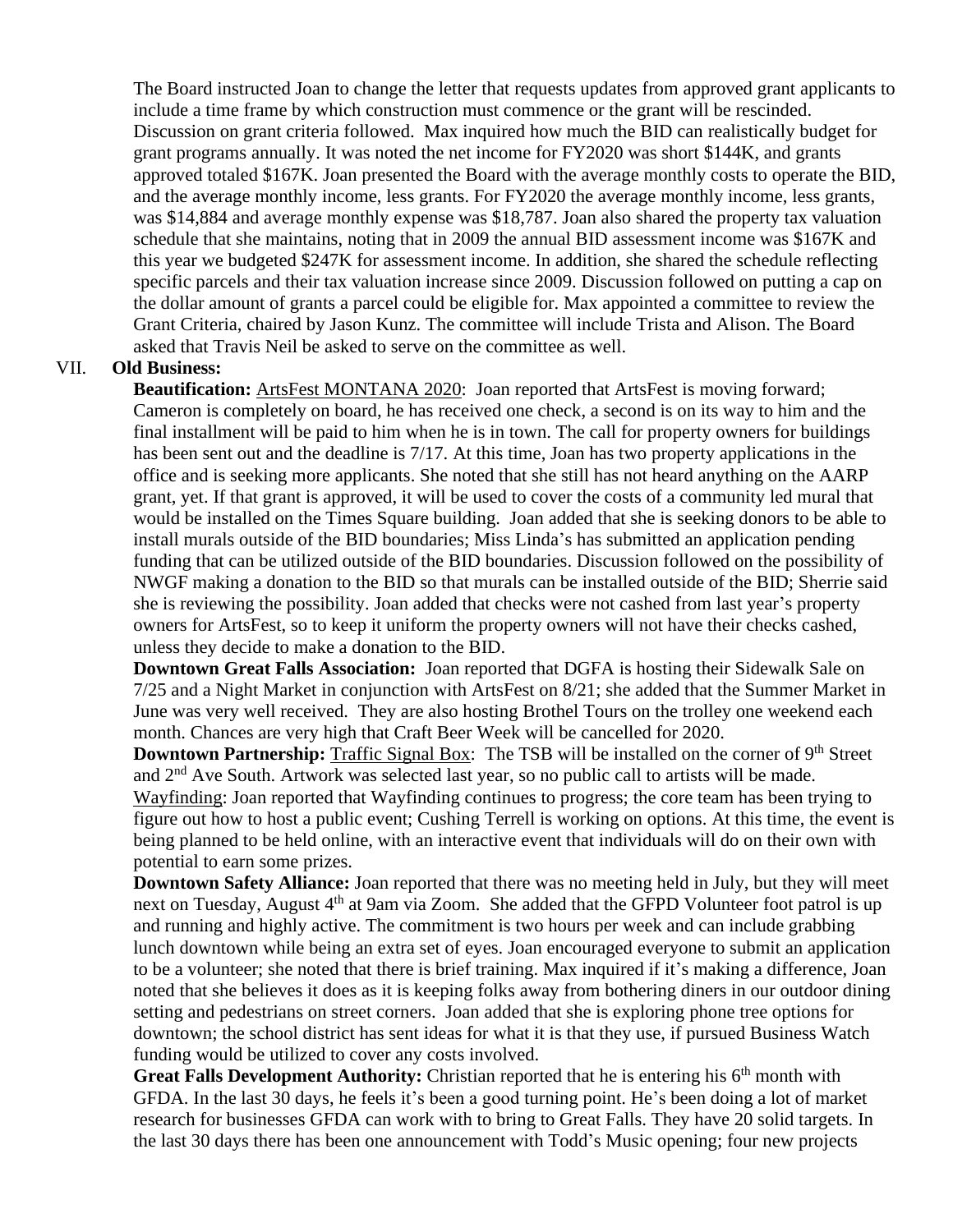The Board instructed Joan to change the letter that requests updates from approved grant applicants to include a time frame by which construction must commence or the grant will be rescinded. Discussion on grant criteria followed. Max inquired how much the BID can realistically budget for grant programs annually. It was noted the net income for FY2020 was short $144K, and grants approved totaled $167K. Joan presented the Board with the average monthly costs to operate the BID, and the average monthly income, less grants. For FY2020 the average monthly income, less grants, was $14,884 and average monthly expense was $18,787. Joan also shared the property tax valuation schedule that she maintains, noting that in 2009 the annual BID assessment income was $167K and this year we budgeted $247K for assessment income. In addition, she shared the schedule reflecting specific parcels and their tax valuation increase since 2009. Discussion followed on putting a cap on the dollar amount of grants a parcel could be eligible for. Max appointed a committee to review the Grant Criteria, chaired by Jason Kunz. The committee will include Trista and Alison. The Board asked that Travis Neil be asked to serve on the committee as well.

VII. **Old Business:**

**Beautification:** ArtsFest MONTANA 2020: Joan reported that ArtsFest is moving forward; Cameron is completely on board, he has received one check, a second is on its way to him and the final installment will be paid to him when he is in town. The call for property owners for buildings has been sent out and the deadline is 7/17. At this time, Joan has two property applications in the office and is seeking more applicants. She noted that she still has not heard anything on the AARP grant, yet. If that grant is approved, it will be used to cover the costs of a community led mural that would be installed on the Times Square building. Joan added that she is seeking donors to be able to install murals outside of the BID boundaries; Miss Linda's has submitted an application pending funding that can be utilized outside of the BID boundaries. Discussion followed on the possibility of NWGF making a donation to the BID so that murals can be installed outside of the BID; Sherrie said she is reviewing the possibility. Joan added that checks were not cashed from last year's property owners for ArtsFest, so to keep it uniform the property owners will not have their checks cashed, unless they decide to make a donation to the BID.

**Downtown Great Falls Association:** Joan reported that DGFA is hosting their Sidewalk Sale on 7/25 and a Night Market in conjunction with ArtsFest on 8/21; she added that the Summer Market in June was very well received. They are also hosting Brothel Tours on the trolley one weekend each month. Chances are very high that Craft Beer Week will be cancelled for 2020.

**Downtown Partnership:** Traffic Signal Box: The TSB will be installed on the corner of 9th Street and 2nd Ave South. Artwork was selected last year, so no public call to artists will be made. Wayfinding: Joan reported that Wayfinding continues to progress; the core team has been trying to figure out how to host a public event; Cushing Terrell is working on options. At this time, the event is being planned to be held online, with an interactive event that individuals will do on their own with potential to earn some prizes.

**Downtown Safety Alliance:** Joan reported that there was no meeting held in July, but they will meet next on Tuesday, August 4th at 9am via Zoom. She added that the GFPD Volunteer foot patrol is up and running and highly active. The commitment is two hours per week and can include grabbing lunch downtown while being an extra set of eyes. Joan encouraged everyone to submit an application to be a volunteer; she noted that there is brief training. Max inquired if it's making a difference, Joan noted that she believes it does as it is keeping folks away from bothering diners in our outdoor dining setting and pedestrians on street corners. Joan added that she is exploring phone tree options for downtown; the school district has sent ideas for what it is that they use, if pursued Business Watch funding would be utilized to cover any costs involved.

**Great Falls Development Authority:** Christian reported that he is entering his 6th month with GFDA. In the last 30 days, he feels it's been a good turning point. He's been doing a lot of market research for businesses GFDA can work with to bring to Great Falls. They have 20 solid targets. In the last 30 days there has been one announcement with Todd's Music opening; four new projects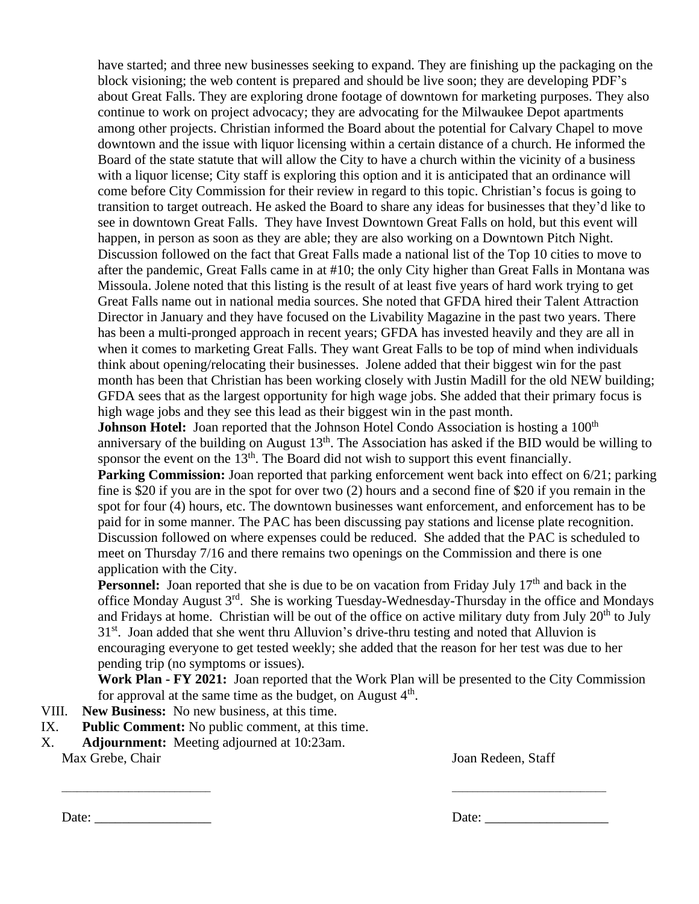have started; and three new businesses seeking to expand. They are finishing up the packaging on the block visioning; the web content is prepared and should be live soon; they are developing PDF's about Great Falls. They are exploring drone footage of downtown for marketing purposes. They also continue to work on project advocacy; they are advocating for the Milwaukee Depot apartments among other projects. Christian informed the Board about the potential for Calvary Chapel to move downtown and the issue with liquor licensing within a certain distance of a church. He informed the Board of the state statute that will allow the City to have a church within the vicinity of a business with a liquor license; City staff is exploring this option and it is anticipated that an ordinance will come before City Commission for their review in regard to this topic. Christian's focus is going to transition to target outreach. He asked the Board to share any ideas for businesses that they'd like to see in downtown Great Falls. They have Invest Downtown Great Falls on hold, but this event will happen, in person as soon as they are able; they are also working on a Downtown Pitch Night. Discussion followed on the fact that Great Falls made a national list of the Top 10 cities to move to after the pandemic, Great Falls came in at #10; the only City higher than Great Falls in Montana was Missoula. Jolene noted that this listing is the result of at least five years of hard work trying to get Great Falls name out in national media sources. She noted that GFDA hired their Talent Attraction Director in January and they have focused on the Livability Magazine in the past two years. There has been a multi-pronged approach in recent years; GFDA has invested heavily and they are all in when it comes to marketing Great Falls. They want Great Falls to be top of mind when individuals think about opening/relocating their businesses. Jolene added that their biggest win for the past month has been that Christian has been working closely with Justin Madill for the old NEW building; GFDA sees that as the largest opportunity for high wage jobs. She added that their primary focus is high wage jobs and they see this lead as their biggest win in the past month.

**Johnson Hotel:** Joan reported that the Johnson Hotel Condo Association is hosting a 100th anniversary of the building on August 13th. The Association has asked if the BID would be willing to sponsor the event on the 13th. The Board did not wish to support this event financially.

**Parking Commission:** Joan reported that parking enforcement went back into effect on 6/21; parking fine is $20 if you are in the spot for over two (2) hours and a second fine of $20 if you remain in the spot for four (4) hours, etc. The downtown businesses want enforcement, and enforcement has to be paid for in some manner. The PAC has been discussing pay stations and license plate recognition. Discussion followed on where expenses could be reduced. She added that the PAC is scheduled to meet on Thursday 7/16 and there remains two openings on the Commission and there is one application with the City.

**Personnel:** Joan reported that she is due to be on vacation from Friday July 17th and back in the office Monday August 3rd. She is working Tuesday-Wednesday-Thursday in the office and Mondays and Fridays at home. Christian will be out of the office on active military duty from July 20th to July 31st. Joan added that she went thru Alluvion's drive-thru testing and noted that Alluvion is encouraging everyone to get tested weekly; she added that the reason for her test was due to her pending trip (no symptoms or issues).

**Work Plan - FY 2021:** Joan reported that the Work Plan will be presented to the City Commission for approval at the same time as the budget, on August 4th.

VIII. **New Business:** No new business, at this time.

IX. **Public Comment:** No public comment, at this time.

X. **Adjournment:** Meeting adjourned at 10:23am.

Max Grebe, Chair

\_\_\_\_\_\_\_\_\_\_\_\_\_\_\_\_\_\_\_\_\_\_

Date: \_\_\_\_\_\_\_\_\_\_\_\_\_\_\_\_\_

Joan Redeen, Staff

\_\_\_\_\_\_\_\_\_\_\_\_\_\_\_\_\_\_\_\_\_\_\_

Date: \_\_\_\_\_\_\_\_\_\_\_\_\_\_\_\_\_\_